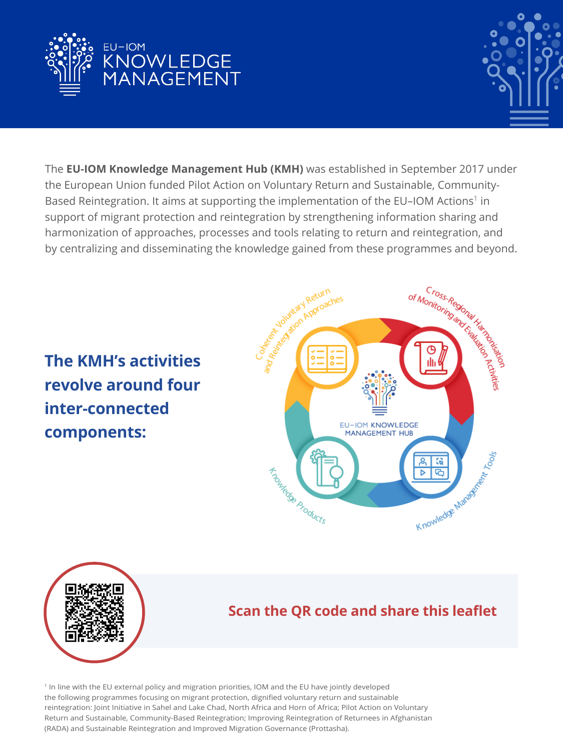# EU–IOM KNOWLEDGE MANAGEMENT

The **EU-IOM Knowledge Management Hub (KMH)** was established in September 2017 under the European Union funded Pilot Action on Voluntary Return and Sustainable, Community-Based Reintegration. It aims at supporting the implementation of the EU–IOM Actions[1] in support of migrant protection and reintegration by strengthening information sharing and harmonization of approaches, processes and tools relating to return and reintegration, and by centralizing and disseminating the knowledge gained from these programmes and beyond.

## The KMH's activities revolve around four inter-connected components:

- Coherent Voluntary Return and Reintegration Approaches
- Cross-Regional Harmonisation of Monitoring and Evaluation Activities
- Knowledge Management Tools
- Knowledge Products

EU–IOM KNOWLEDGE MANAGEMENT HUB

**Scan the QR code and share this leaflet**

[1] In line with the EU external policy and migration priorities, IOM and the EU have jointly developed the following programmes focusing on migrant protection, dignified voluntary return and sustainable reintegration: Joint Initiative in Sahel and Lake Chad, North Africa and Horn of Africa; Pilot Action on Voluntary Return and Sustainable, Community-Based Reintegration; Improving Reintegration of Returnees in Afghanistan (RADA) and Sustainable Reintegration and Improved Migration Governance (Prottasha).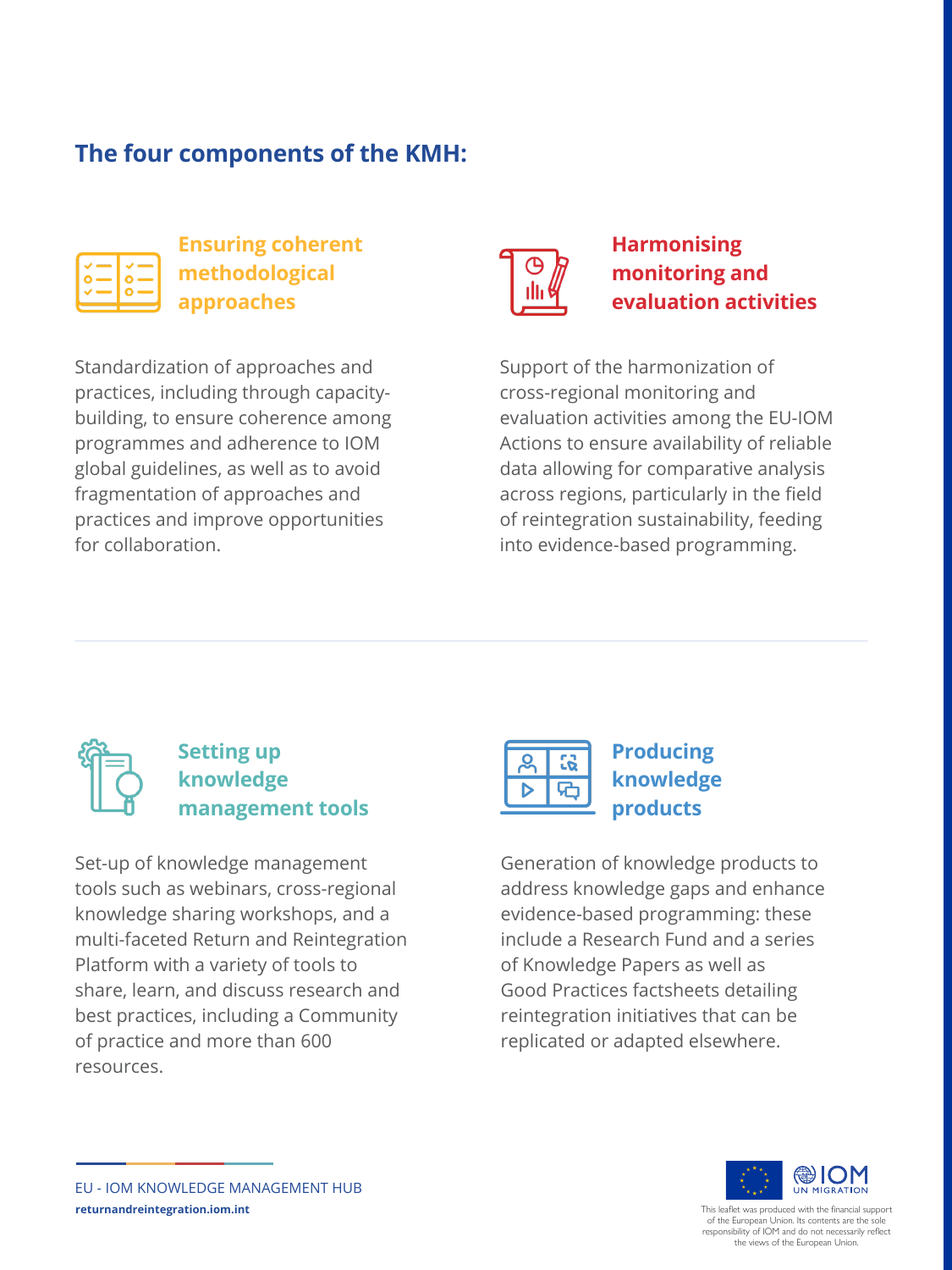## The four components of the KMH:

### Ensuring coherent methodological approaches

Standardization of approaches and practices, including through capacity-building, to ensure coherence among programmes and adherence to IOM global guidelines, as well as to avoid fragmentation of approaches and practices and improve opportunities for collaboration.

### Harmonising monitoring and evaluation activities

Support of the harmonization of cross-regional monitoring and evaluation activities among the EU-IOM Actions to ensure availability of reliable data allowing for comparative analysis across regions, particularly in the field of reintegration sustainability, feeding into evidence-based programming.

### Setting up knowledge management tools

Set-up of knowledge management tools such as webinars, cross-regional knowledge sharing workshops, and a multi-faceted Return and Reintegration Platform with a variety of tools to share, learn, and discuss research and best practices, including a Community of practice and more than 600 resources.

### Producing knowledge products

Generation of knowledge products to address knowledge gaps and enhance evidence-based programming: these include a Research Fund and a series of Knowledge Papers as well as Good Practices factsheets detailing reintegration initiatives that can be replicated or adapted elsewhere.

EU - IOM KNOWLEDGE MANAGEMENT HUB
**returnandreintegration.iom.int**

IOM UN MIGRATION

This leaflet was produced with the financial support of the European Union. Its contents are the sole responsibility of IOM and do not necessarily reflect the views of the European Union.